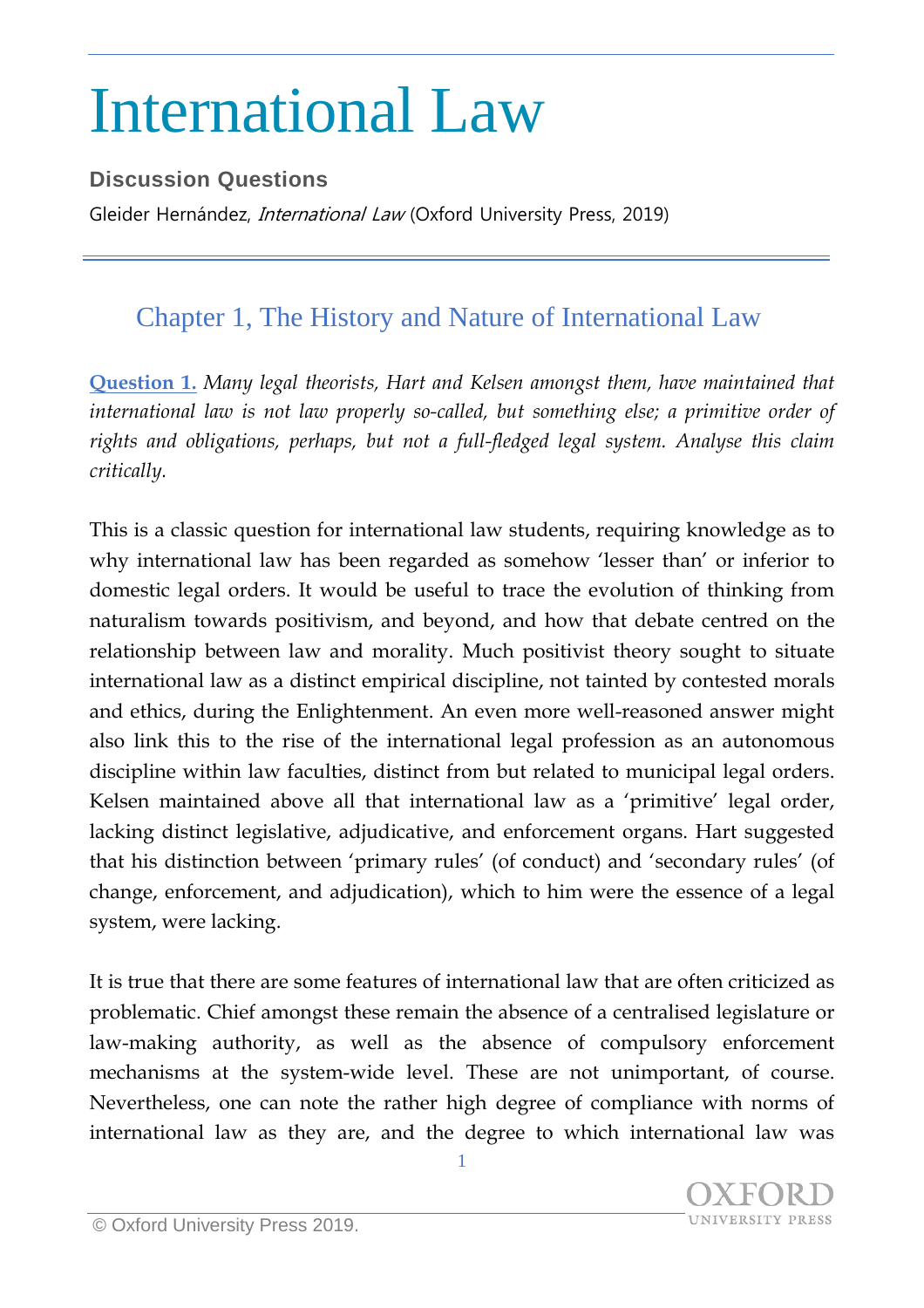# International Law

## Discussion Questions

Gleider Hernández, *International Law* (Oxford University Press, 2019)

## Chapter 1, The History and Nature of International Law

**Question 1.** *Many legal theorists, Hart and Kelsen amongst them, have maintained that international law is not law properly so-called, but something else; a primitive order of rights and obligations, perhaps, but not a full-fledged legal system. Analyse this claim critically.*

This is a classic question for international law students, requiring knowledge as to why international law has been regarded as somehow 'lesser than' or inferior to domestic legal orders. It would be useful to trace the evolution of thinking from naturalism towards positivism, and beyond, and how that debate centred on the relationship between law and morality. Much positivist theory sought to situate international law as a distinct empirical discipline, not tainted by contested morals and ethics, during the Enlightenment. An even more well-reasoned answer might also link this to the rise of the international legal profession as an autonomous discipline within law faculties, distinct from but related to municipal legal orders. Kelsen maintained above all that international law as a 'primitive' legal order, lacking distinct legislative, adjudicative, and enforcement organs. Hart suggested that his distinction between 'primary rules' (of conduct) and 'secondary rules' (of change, enforcement, and adjudication), which to him were the essence of a legal system, were lacking.

It is true that there are some features of international law that are often criticized as problematic. Chief amongst these remain the absence of a centralised legislature or law-making authority, as well as the absence of compulsory enforcement mechanisms at the system-wide level. These are not unimportant, of course. Nevertheless, one can note the rather high degree of compliance with norms of international law as they are, and the degree to which international law was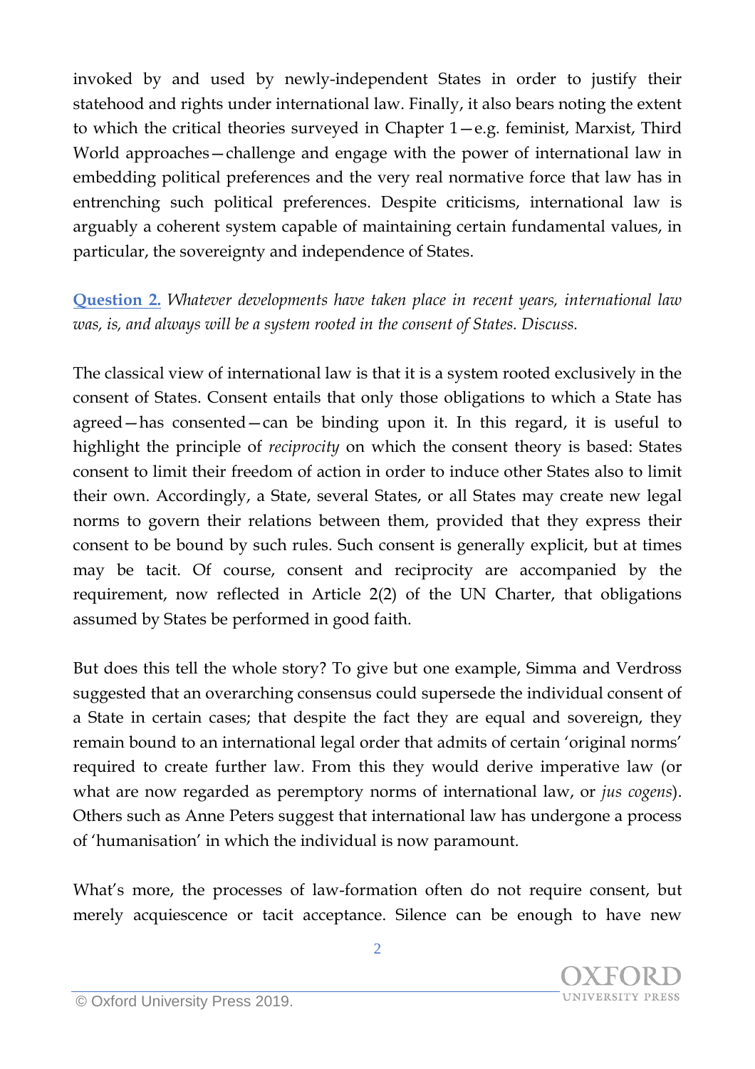invoked by and used by newly-independent States in order to justify their statehood and rights under international law. Finally, it also bears noting the extent to which the critical theories surveyed in Chapter 1—e.g. feminist, Marxist, Third World approaches—challenge and engage with the power of international law in embedding political preferences and the very real normative force that law has in entrenching such political preferences. Despite criticisms, international law is arguably a coherent system capable of maintaining certain fundamental values, in particular, the sovereignty and independence of States.

**Question 2.** *Whatever developments have taken place in recent years, international law was, is, and always will be a system rooted in the consent of States. Discuss.*

The classical view of international law is that it is a system rooted exclusively in the consent of States. Consent entails that only those obligations to which a State has agreed—has consented—can be binding upon it. In this regard, it is useful to highlight the principle of *reciprocity* on which the consent theory is based: States consent to limit their freedom of action in order to induce other States also to limit their own. Accordingly, a State, several States, or all States may create new legal norms to govern their relations between them, provided that they express their consent to be bound by such rules. Such consent is generally explicit, but at times may be tacit. Of course, consent and reciprocity are accompanied by the requirement, now reflected in Article 2(2) of the UN Charter, that obligations assumed by States be performed in good faith.

But does this tell the whole story? To give but one example, Simma and Verdross suggested that an overarching consensus could supersede the individual consent of a State in certain cases; that despite the fact they are equal and sovereign, they remain bound to an international legal order that admits of certain 'original norms' required to create further law. From this they would derive imperative law (or what are now regarded as peremptory norms of international law, or *jus cogens*). Others such as Anne Peters suggest that international law has undergone a process of 'humanisation' in which the individual is now paramount.

What's more, the processes of law-formation often do not require consent, but merely acquiescence or tacit acceptance. Silence can be enough to have new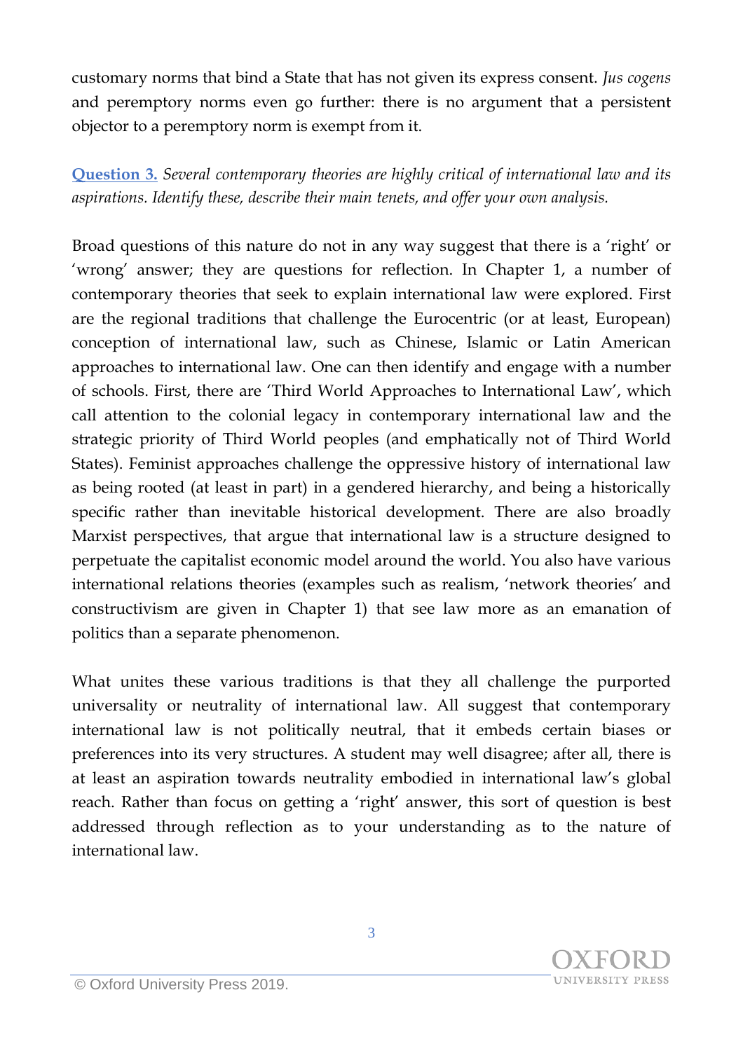customary norms that bind a State that has not given its express consent. *Jus cogens* and peremptory norms even go further: there is no argument that a persistent objector to a peremptory norm is exempt from it.

**Question 3.** *Several contemporary theories are highly critical of international law and its aspirations. Identify these, describe their main tenets, and offer your own analysis.*

Broad questions of this nature do not in any way suggest that there is a 'right' or 'wrong' answer; they are questions for reflection. In Chapter 1, a number of contemporary theories that seek to explain international law were explored. First are the regional traditions that challenge the Eurocentric (or at least, European) conception of international law, such as Chinese, Islamic or Latin American approaches to international law. One can then identify and engage with a number of schools. First, there are 'Third World Approaches to International Law', which call attention to the colonial legacy in contemporary international law and the strategic priority of Third World peoples (and emphatically not of Third World States). Feminist approaches challenge the oppressive history of international law as being rooted (at least in part) in a gendered hierarchy, and being a historically specific rather than inevitable historical development. There are also broadly Marxist perspectives, that argue that international law is a structure designed to perpetuate the capitalist economic model around the world. You also have various international relations theories (examples such as realism, 'network theories' and constructivism are given in Chapter 1) that see law more as an emanation of politics than a separate phenomenon.

What unites these various traditions is that they all challenge the purported universality or neutrality of international law. All suggest that contemporary international law is not politically neutral, that it embeds certain biases or preferences into its very structures. A student may well disagree; after all, there is at least an aspiration towards neutrality embodied in international law's global reach. Rather than focus on getting a 'right' answer, this sort of question is best addressed through reflection as to your understanding as to the nature of international law.